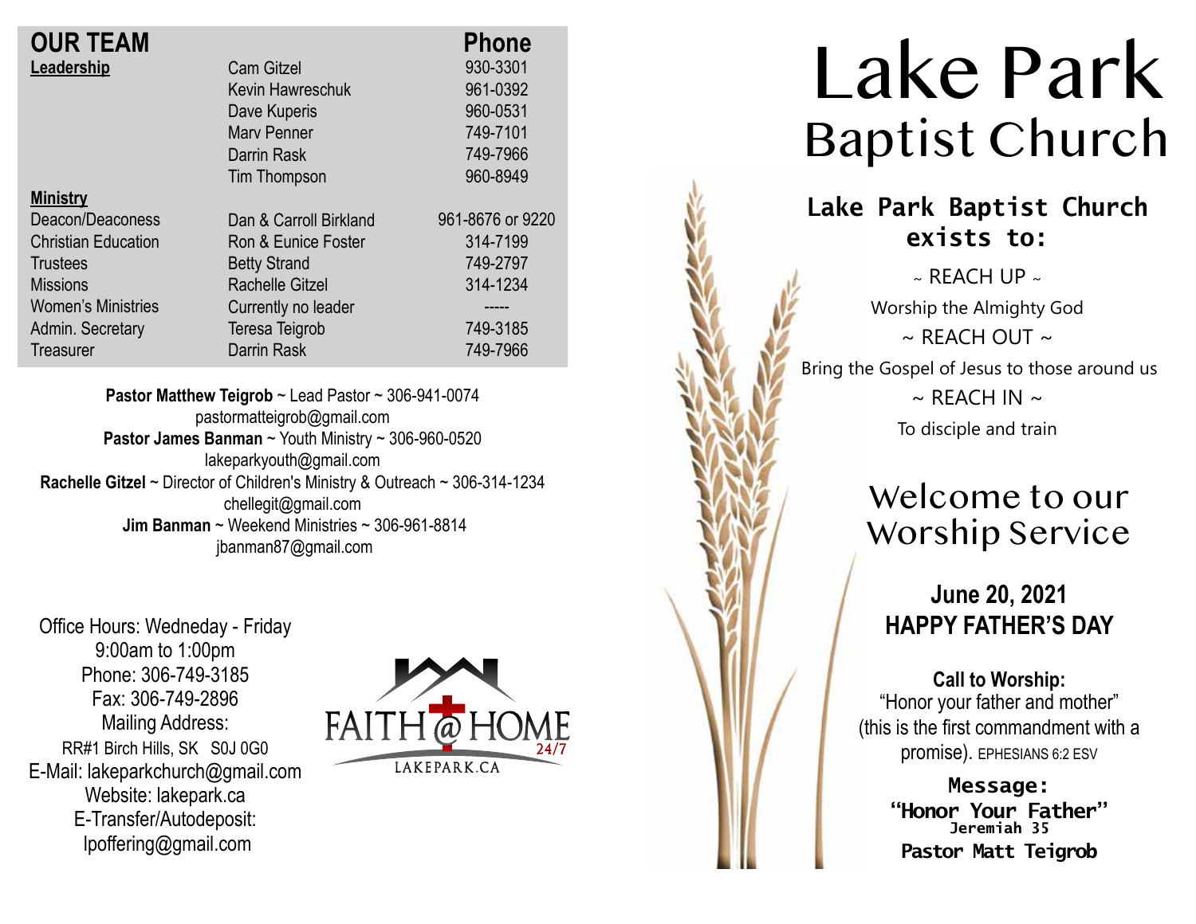## OUR TEAM

| | | Phone |
|---|---|---|
| **Leadership** | Cam Gitzel | 930-3301 |
| | Kevin Hawreschuk | 961-0392 |
| | Dave Kuperis | 960-0531 |
| | Marv Penner | 749-7101 |
| | Darrin Rask | 749-7966 |
| | Tim Thompson | 960-8949 |
| **Ministry** | | |
| Deacon/Deaconess | Dan & Carroll Birkland | 961-8676 or 9220 |
| Christian Education | Ron & Eunice Foster | 314-7199 |
| Trustees | Betty Strand | 749-2797 |
| Missions | Rachelle Gitzel | 314-1234 |
| Women's Ministries | Currently no leader | ----- |
| Admin. Secretary | Teresa Teigrob | 749-3185 |
| Treasurer | Darrin Rask | 749-7966 |

**Pastor Matthew Teigrob** ~ Lead Pastor ~ 306-941-0074
pastormatteigrob@gmail.com
**Pastor James Banman** ~ Youth Ministry ~ 306-960-0520
lakeparkyouth@gmail.com
**Rachelle Gitzel** ~ Director of Children's Ministry & Outreach ~ 306-314-1234
chellegit@gmail.com
**Jim Banman** ~ Weekend Ministries ~ 306-961-8814
jbanman87@gmail.com

Office Hours: Wedneday - Friday
9:00am to 1:00pm
Phone: 306-749-3185
Fax: 306-749-2896
Mailing Address:
RR#1 Birch Hills, SK S0J 0G0
E-Mail: lakeparkchurch@gmail.com
Website: lakepark.ca
E-Transfer/Autodeposit:
lpoffering@gmail.com

FAITH @ HOME 24/7
LAKEPARK.CA

# Lake Park Baptist Church

**Lake Park Baptist Church exists to:**

~ REACH UP ~
Worship the Almighty God
~ REACH OUT ~
Bring the Gospel of Jesus to those around us
~ REACH IN ~
To disciple and train

## Welcome to our Worship Service

**June 20, 2021**
**HAPPY FATHER'S DAY**

**Call to Worship:**
"Honor your father and mother" (this is the first commandment with a promise). EPHESIANS 6:2 ESV

**Message:**
**"Honor Your Father"**
**Jeremiah 35**
**Pastor Matt Teigrob**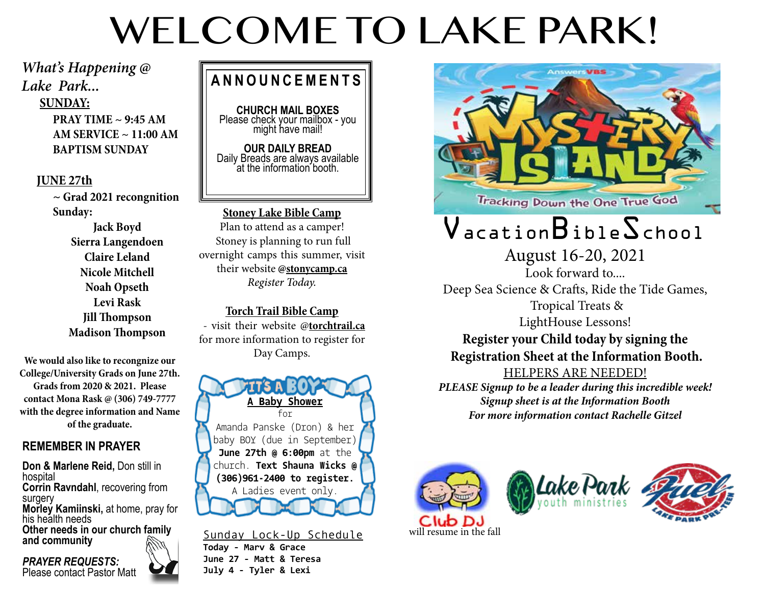# WELCOME TO LAKE PARK!

*What's Happening @ Lake Park...*

**SUNDAY:**

**PRAY TIME ~ 9:45 AM**
**AM SERVICE ~ 11:00 AM**
**BAPTISM SUNDAY**

**JUNE 27th**

**~ Grad 2021 recongnition Sunday:**

**Jack Boyd**
**Sierra Langendoen**
**Claire Leland**
**Nicole Mitchell**
**Noah Opseth**
**Levi Rask**
**Jill Thompson**
**Madison Thompson**

**We would also like to recongnize our College/University Grads on June 27th. Grads from 2020 & 2021. Please contact Mona Rask @ (306) 749-7777 with the degree information and Name of the graduate.**

## REMEMBER IN PRAYER

**Don & Marlene Reid,** Don still in hospital
**Corrin Ravndahl**, recovering from surgery
**Morley Kamiinski,** at home, pray for his health needs
**Other needs in our church family and community**

***PRAYER REQUESTS:***
Please contact Pastor Matt

## ANNOUNCEMENTS

**CHURCH MAIL BOXES**
Please check your mailbox - you might have mail!

**OUR DAILY BREAD**
Daily Breads are always available at the information booth.

**Stoney Lake Bible Camp**
Plan to attend as a camper! Stoney is planning to run full overnight camps this summer, visit their website **@stonycamp.ca**
*Register Today.*

**Torch Trail Bible Camp**
- visit their website **@torchtrail.ca** for more information to register for Day Camps.

IT'S A BOY

**A Baby Shower**
for
Amanda Panske (Dron) & her baby BOY (due in September) **June 27th @ 6:00pm** at the church. **Text Shauna Wicks @ (306)961-2400 to register.**
A Ladies event only.

Sunday Lock-Up Schedule
**Today - Marv & Grace**
**June 27 - Matt & Teresa**
**July 4 - Tyler & Lexi**

AnswersVBS
MYSTERY ISLAND
Tracking Down the One True God

# Vacation Bible School

August 16-20, 2021
Look forward to....
Deep Sea Science & Crafts, Ride the Tide Games, Tropical Treats & LightHouse Lessons!

**Register your Child today by signing the Registration Sheet at the Information Booth.**

HELPERS ARE NEEDED!

***PLEASE Signup to be a leader during this incredible week!***
***Signup sheet is at the Information Booth***
***For more information contact Rachelle Gitzel***

Club DJ
will resume in the fall

Lake Park youth ministries

Fuel LAKE PARK PRE-TEEN